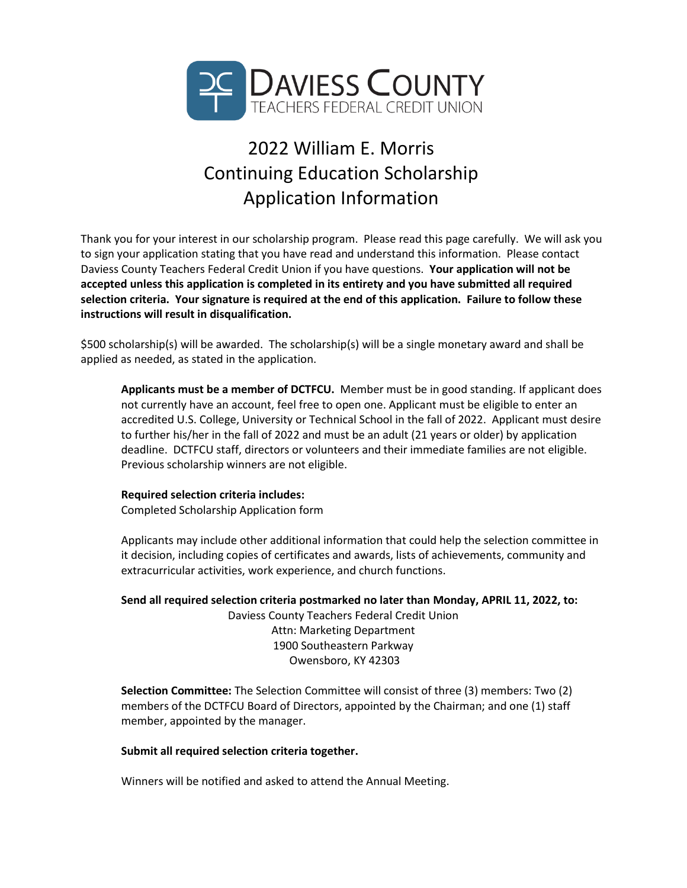**DAVIESS COUNTY**
TEACHERS FEDERAL CREDIT UNION

# 2022 William E. Morris Continuing Education Scholarship Application Information

Thank you for your interest in our scholarship program. Please read this page carefully. We will ask you to sign your application stating that you have read and understand this information. Please contact Daviess County Teachers Federal Credit Union if you have questions. **Your application will not be accepted unless this application is completed in its entirety and you have submitted all required selection criteria. Your signature is required at the end of this application. Failure to follow these instructions will result in disqualification.**

$500 scholarship(s) will be awarded. The scholarship(s) will be a single monetary award and shall be applied as needed, as stated in the application.

**Applicants must be a member of DCTFCU.** Member must be in good standing. If applicant does not currently have an account, feel free to open one. Applicant must be eligible to enter an accredited U.S. College, University or Technical School in the fall of 2022. Applicant must desire to further his/her in the fall of 2022 and must be an adult (21 years or older) by application deadline. DCTFCU staff, directors or volunteers and their immediate families are not eligible. Previous scholarship winners are not eligible.

**Required selection criteria includes:**
Completed Scholarship Application form

Applicants may include other additional information that could help the selection committee in it decision, including copies of certificates and awards, lists of achievements, community and extracurricular activities, work experience, and church functions.

**Send all required selection criteria postmarked no later than Monday, APRIL 11, 2022, to:**

Daviess County Teachers Federal Credit Union
Attn: Marketing Department
1900 Southeastern Parkway
Owensboro, KY 42303

**Selection Committee:** The Selection Committee will consist of three (3) members: Two (2) members of the DCTFCU Board of Directors, appointed by the Chairman; and one (1) staff member, appointed by the manager.

**Submit all required selection criteria together.**

Winners will be notified and asked to attend the Annual Meeting.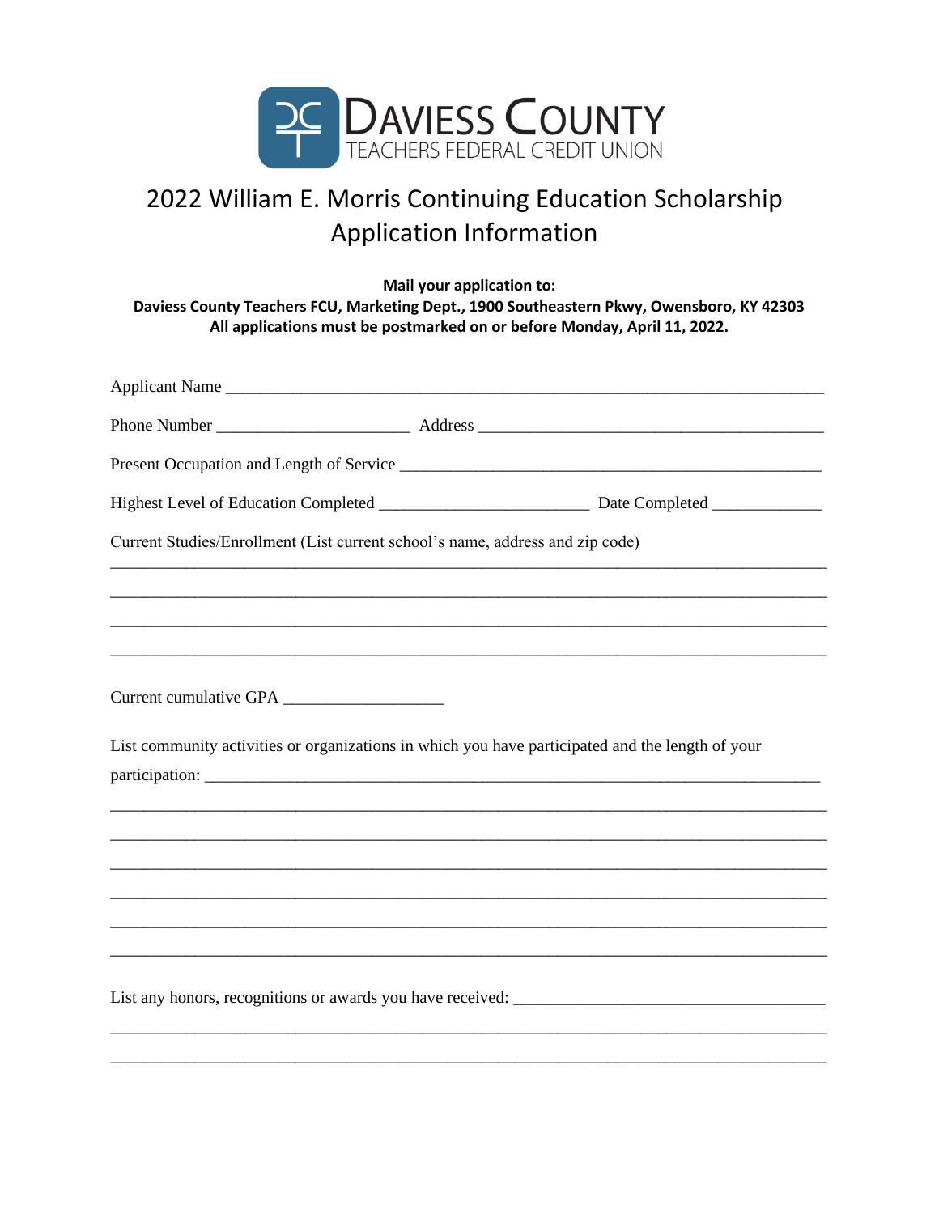DAVIESS COUNTY
TEACHERS FEDERAL CREDIT UNION

# 2022 William E. Morris Continuing Education Scholarship Application Information

**Mail your application to:**
**Daviess County Teachers FCU, Marketing Dept., 1900 Southeastern Pkwy, Owensboro, KY 42303**
**All applications must be postmarked on or before Monday, April 11, 2022.**

Applicant Name ___________________________________________________________________

Phone Number ______________________ Address ________________________________________

Present Occupation and Length of Service ______________________________________________

Highest Level of Education Completed _______________________ Date Completed ____________

Current Studies/Enrollment (List current school's name, address and zip code)

_________________________________________________________________________________

_________________________________________________________________________________

_________________________________________________________________________________

_________________________________________________________________________________

Current cumulative GPA __________________

List community activities or organizations in which you have participated and the length of your participation: _______________________________________________________________________

_________________________________________________________________________________

_________________________________________________________________________________

_________________________________________________________________________________

_________________________________________________________________________________

_________________________________________________________________________________

_________________________________________________________________________________

List any honors, recognitions or awards you have received: ___________________________________

_________________________________________________________________________________

_________________________________________________________________________________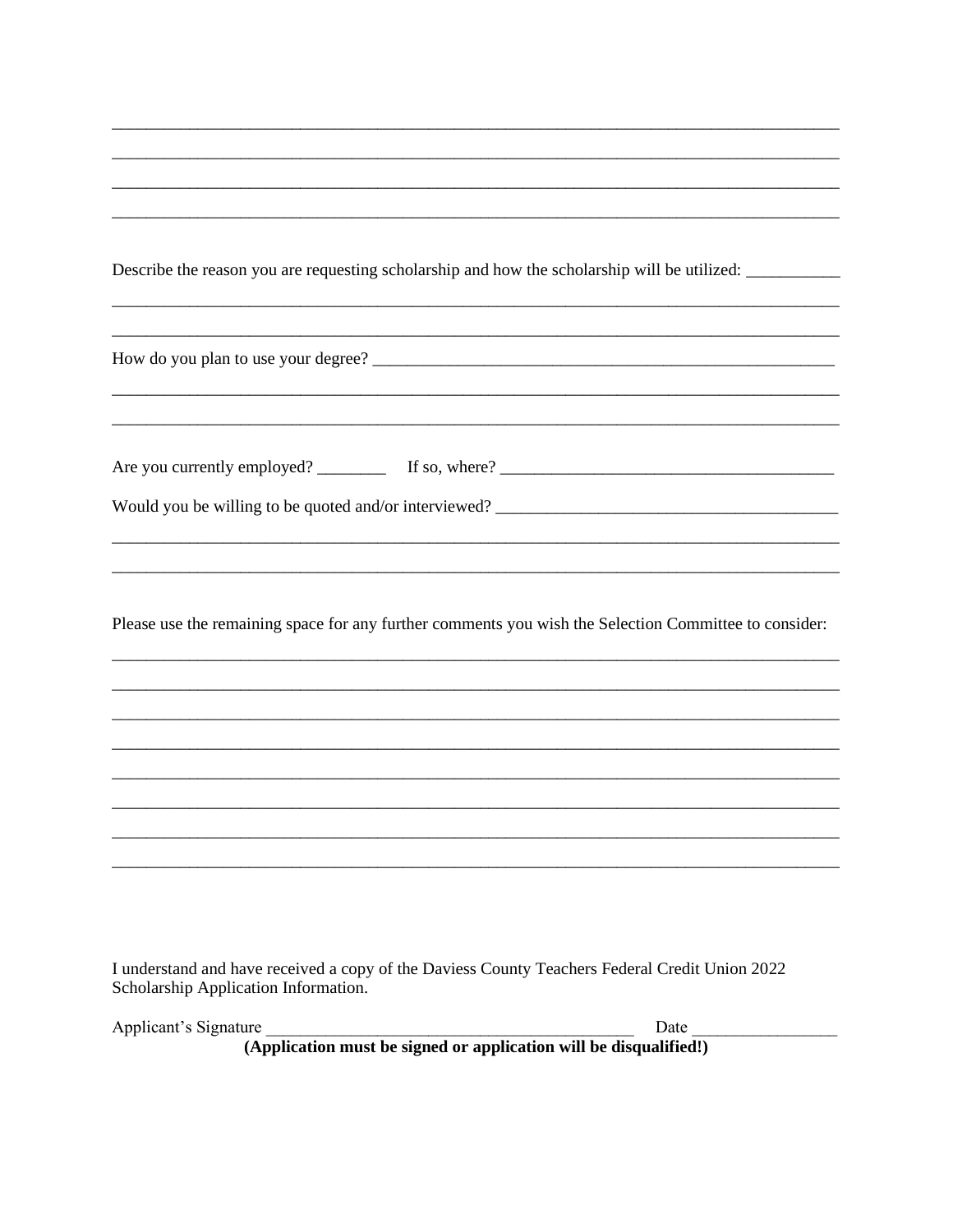\_\_\_\_\_\_\_\_\_\_\_\_\_\_\_\_\_\_\_\_\_\_\_\_\_\_\_\_\_\_\_\_\_\_\_\_\_\_\_\_\_\_\_\_\_\_\_\_\_\_\_\_\_\_\_\_\_\_\_\_\_\_\_\_\_\_\_\_\_\_\_\_\_\_\_\_\_\_\_\_\_\_\_\_\_\_\_\_

\_\_\_\_\_\_\_\_\_\_\_\_\_\_\_\_\_\_\_\_\_\_\_\_\_\_\_\_\_\_\_\_\_\_\_\_\_\_\_\_\_\_\_\_\_\_\_\_\_\_\_\_\_\_\_\_\_\_\_\_\_\_\_\_\_\_\_\_\_\_\_\_\_\_\_\_\_\_\_\_\_\_\_\_\_\_\_\_

\_\_\_\_\_\_\_\_\_\_\_\_\_\_\_\_\_\_\_\_\_\_\_\_\_\_\_\_\_\_\_\_\_\_\_\_\_\_\_\_\_\_\_\_\_\_\_\_\_\_\_\_\_\_\_\_\_\_\_\_\_\_\_\_\_\_\_\_\_\_\_\_\_\_\_\_\_\_\_\_\_\_\_\_\_\_\_\_

\_\_\_\_\_\_\_\_\_\_\_\_\_\_\_\_\_\_\_\_\_\_\_\_\_\_\_\_\_\_\_\_\_\_\_\_\_\_\_\_\_\_\_\_\_\_\_\_\_\_\_\_\_\_\_\_\_\_\_\_\_\_\_\_\_\_\_\_\_\_\_\_\_\_\_\_\_\_\_\_\_\_\_\_\_\_\_\_

Describe the reason you are requesting scholarship and how the scholarship will be utilized: \_\_\_\_\_\_\_\_\_\_\_

\_\_\_\_\_\_\_\_\_\_\_\_\_\_\_\_\_\_\_\_\_\_\_\_\_\_\_\_\_\_\_\_\_\_\_\_\_\_\_\_\_\_\_\_\_\_\_\_\_\_\_\_\_\_\_\_\_\_\_\_\_\_\_\_\_\_\_\_\_\_\_\_\_\_\_\_\_\_\_\_\_\_\_\_\_\_\_\_

\_\_\_\_\_\_\_\_\_\_\_\_\_\_\_\_\_\_\_\_\_\_\_\_\_\_\_\_\_\_\_\_\_\_\_\_\_\_\_\_\_\_\_\_\_\_\_\_\_\_\_\_\_\_\_\_\_\_\_\_\_\_\_\_\_\_\_\_\_\_\_\_\_\_\_\_\_\_\_\_\_\_\_\_\_\_\_\_

How do you plan to use your degree? \_\_\_\_\_\_\_\_\_\_\_\_\_\_\_\_\_\_\_\_\_\_\_\_\_\_\_\_\_\_\_\_\_\_\_\_\_\_\_\_\_\_\_\_\_\_\_\_\_\_\_\_\_\_\_\_

\_\_\_\_\_\_\_\_\_\_\_\_\_\_\_\_\_\_\_\_\_\_\_\_\_\_\_\_\_\_\_\_\_\_\_\_\_\_\_\_\_\_\_\_\_\_\_\_\_\_\_\_\_\_\_\_\_\_\_\_\_\_\_\_\_\_\_\_\_\_\_\_\_\_\_\_\_\_\_\_\_\_\_\_\_\_\_\_

\_\_\_\_\_\_\_\_\_\_\_\_\_\_\_\_\_\_\_\_\_\_\_\_\_\_\_\_\_\_\_\_\_\_\_\_\_\_\_\_\_\_\_\_\_\_\_\_\_\_\_\_\_\_\_\_\_\_\_\_\_\_\_\_\_\_\_\_\_\_\_\_\_\_\_\_\_\_\_\_\_\_\_\_\_\_\_\_

Are you currently employed? \_\_\_\_\_\_\_\_ If so, where? \_\_\_\_\_\_\_\_\_\_\_\_\_\_\_\_\_\_\_\_\_\_\_\_\_\_\_\_\_\_\_\_\_\_\_\_\_\_\_\_

Would you be willing to be quoted and/or interviewed? \_\_\_\_\_\_\_\_\_\_\_\_\_\_\_\_\_\_\_\_\_\_\_\_\_\_\_\_\_\_\_\_\_\_\_\_\_\_\_\_

\_\_\_\_\_\_\_\_\_\_\_\_\_\_\_\_\_\_\_\_\_\_\_\_\_\_\_\_\_\_\_\_\_\_\_\_\_\_\_\_\_\_\_\_\_\_\_\_\_\_\_\_\_\_\_\_\_\_\_\_\_\_\_\_\_\_\_\_\_\_\_\_\_\_\_\_\_\_\_\_\_\_\_\_\_\_\_\_

\_\_\_\_\_\_\_\_\_\_\_\_\_\_\_\_\_\_\_\_\_\_\_\_\_\_\_\_\_\_\_\_\_\_\_\_\_\_\_\_\_\_\_\_\_\_\_\_\_\_\_\_\_\_\_\_\_\_\_\_\_\_\_\_\_\_\_\_\_\_\_\_\_\_\_\_\_\_\_\_\_\_\_\_\_\_\_\_

Please use the remaining space for any further comments you wish the Selection Committee to consider:

\_\_\_\_\_\_\_\_\_\_\_\_\_\_\_\_\_\_\_\_\_\_\_\_\_\_\_\_\_\_\_\_\_\_\_\_\_\_\_\_\_\_\_\_\_\_\_\_\_\_\_\_\_\_\_\_\_\_\_\_\_\_\_\_\_\_\_\_\_\_\_\_\_\_\_\_\_\_\_\_\_\_\_\_\_\_\_\_

\_\_\_\_\_\_\_\_\_\_\_\_\_\_\_\_\_\_\_\_\_\_\_\_\_\_\_\_\_\_\_\_\_\_\_\_\_\_\_\_\_\_\_\_\_\_\_\_\_\_\_\_\_\_\_\_\_\_\_\_\_\_\_\_\_\_\_\_\_\_\_\_\_\_\_\_\_\_\_\_\_\_\_\_\_\_\_\_

\_\_\_\_\_\_\_\_\_\_\_\_\_\_\_\_\_\_\_\_\_\_\_\_\_\_\_\_\_\_\_\_\_\_\_\_\_\_\_\_\_\_\_\_\_\_\_\_\_\_\_\_\_\_\_\_\_\_\_\_\_\_\_\_\_\_\_\_\_\_\_\_\_\_\_\_\_\_\_\_\_\_\_\_\_\_\_\_

\_\_\_\_\_\_\_\_\_\_\_\_\_\_\_\_\_\_\_\_\_\_\_\_\_\_\_\_\_\_\_\_\_\_\_\_\_\_\_\_\_\_\_\_\_\_\_\_\_\_\_\_\_\_\_\_\_\_\_\_\_\_\_\_\_\_\_\_\_\_\_\_\_\_\_\_\_\_\_\_\_\_\_\_\_\_\_\_

\_\_\_\_\_\_\_\_\_\_\_\_\_\_\_\_\_\_\_\_\_\_\_\_\_\_\_\_\_\_\_\_\_\_\_\_\_\_\_\_\_\_\_\_\_\_\_\_\_\_\_\_\_\_\_\_\_\_\_\_\_\_\_\_\_\_\_\_\_\_\_\_\_\_\_\_\_\_\_\_\_\_\_\_\_\_\_\_

\_\_\_\_\_\_\_\_\_\_\_\_\_\_\_\_\_\_\_\_\_\_\_\_\_\_\_\_\_\_\_\_\_\_\_\_\_\_\_\_\_\_\_\_\_\_\_\_\_\_\_\_\_\_\_\_\_\_\_\_\_\_\_\_\_\_\_\_\_\_\_\_\_\_\_\_\_\_\_\_\_\_\_\_\_\_\_\_

\_\_\_\_\_\_\_\_\_\_\_\_\_\_\_\_\_\_\_\_\_\_\_\_\_\_\_\_\_\_\_\_\_\_\_\_\_\_\_\_\_\_\_\_\_\_\_\_\_\_\_\_\_\_\_\_\_\_\_\_\_\_\_\_\_\_\_\_\_\_\_\_\_\_\_\_\_\_\_\_\_\_\_\_\_\_\_\_

\_\_\_\_\_\_\_\_\_\_\_\_\_\_\_\_\_\_\_\_\_\_\_\_\_\_\_\_\_\_\_\_\_\_\_\_\_\_\_\_\_\_\_\_\_\_\_\_\_\_\_\_\_\_\_\_\_\_\_\_\_\_\_\_\_\_\_\_\_\_\_\_\_\_\_\_\_\_\_\_\_\_\_\_\_\_\_\_

I understand and have received a copy of the Daviess County Teachers Federal Credit Union 2022 Scholarship Application Information.

Applicant's Signature \_\_\_\_\_\_\_\_\_\_\_\_\_\_\_\_\_\_\_\_\_\_\_\_\_\_\_\_\_\_\_\_\_\_\_\_\_\_\_\_\_\_\_\_\_ Date \_\_\_\_\_\_\_\_\_\_\_\_\_\_\_\_\_

**(Application must be signed or application will be disqualified!)**